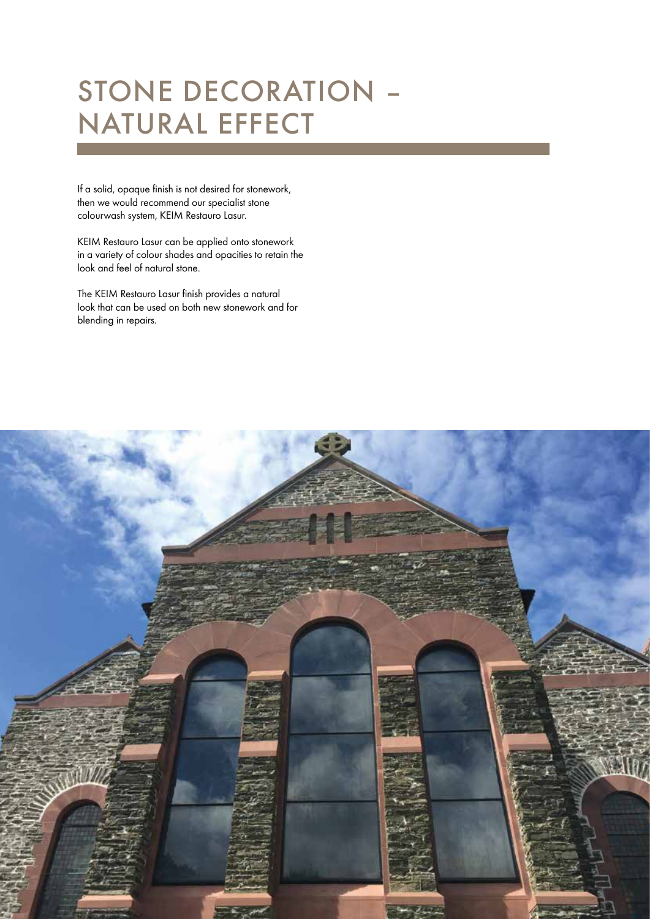# STONE DECORATION – NATURAL EFFECT

If a solid, opaque finish is not desired for stonework, then we would recommend our specialist stone colourwash system, KEIM Restauro Lasur.

KEIM Restauro Lasur can be applied onto stonework in a variety of colour shades and opacities to retain the look and feel of natural stone.

The KEIM Restauro Lasur finish provides a natural look that can be used on both new stonework and for blending in repairs.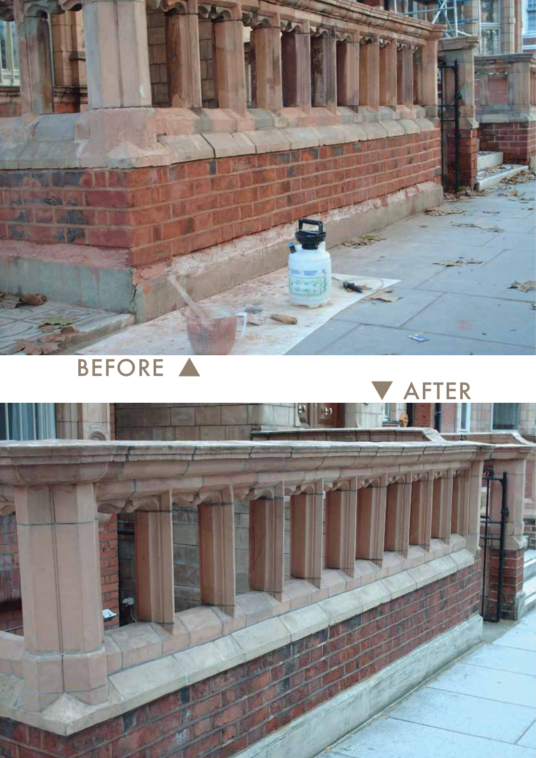BEFORE ▲

▼ AFTER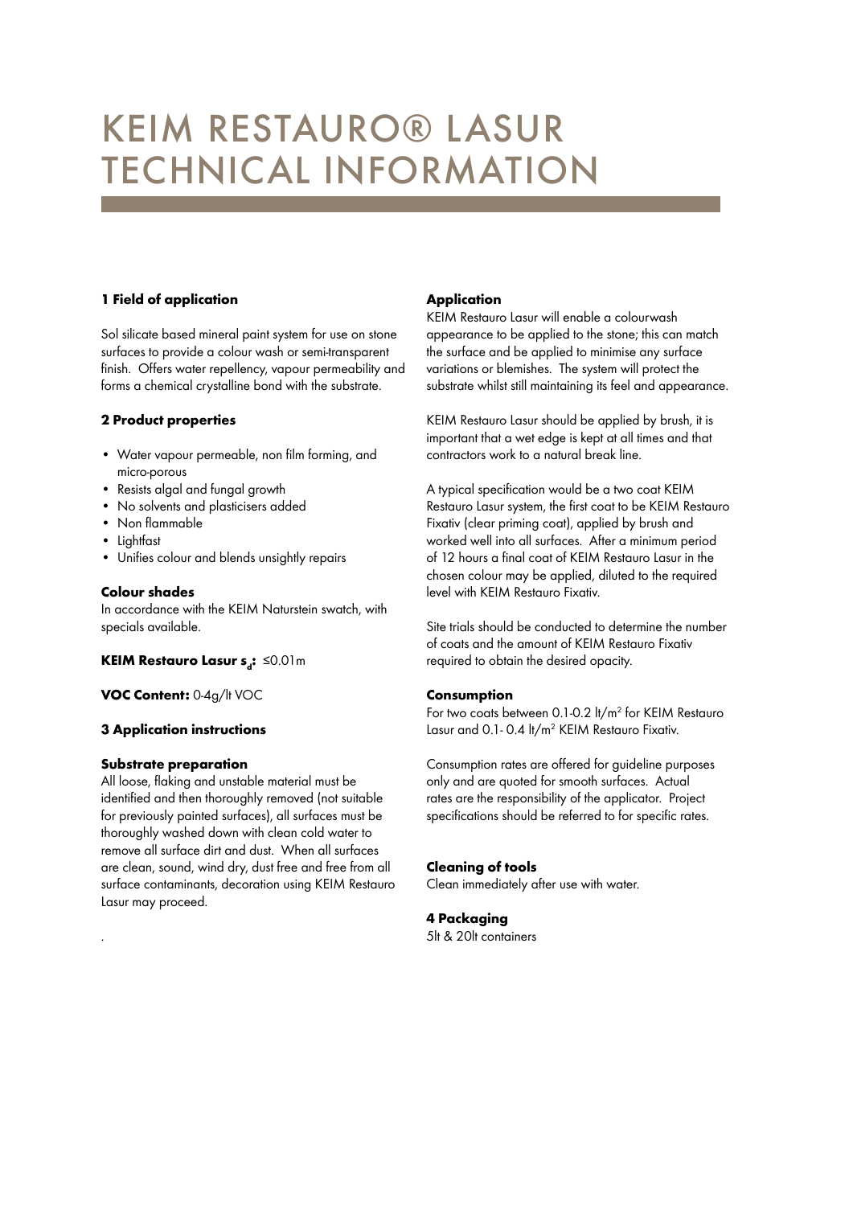# KEIM RESTAURO® LASUR TECHNICAL INFORMATION

### 1 Field of application

Sol silicate based mineral paint system for use on stone surfaces to provide a colour wash or semi-transparent finish. Offers water repellency, vapour permeability and forms a chemical crystalline bond with the substrate.

### 2 Product properties

- Water vapour permeable, non film forming, and micro-porous
- Resists algal and fungal growth
- No solvents and plasticisers added
- Non flammable
- Lightfast
- Unifies colour and blends unsightly repairs

#### Colour shades

In accordance with the KEIM Naturstein swatch, with specials available.

**KEIM Restauro Lasur $s_d$:** ≤0.01m

**VOC Content:** 0-4g/lt VOC

### 3 Application instructions

#### Substrate preparation

All loose, flaking and unstable material must be identified and then thoroughly removed (not suitable for previously painted surfaces), all surfaces must be thoroughly washed down with clean cold water to remove all surface dirt and dust. When all surfaces are clean, sound, wind dry, dust free and free from all surface contaminants, decoration using KEIM Restauro Lasur may proceed.

#### Application

KEIM Restauro Lasur will enable a colourwash appearance to be applied to the stone; this can match the surface and be applied to minimise any surface variations or blemishes. The system will protect the substrate whilst still maintaining its feel and appearance.

KEIM Restauro Lasur should be applied by brush, it is important that a wet edge is kept at all times and that contractors work to a natural break line.

A typical specification would be a two coat KEIM Restauro Lasur system, the first coat to be KEIM Restauro Fixativ (clear priming coat), applied by brush and worked well into all surfaces. After a minimum period of 12 hours a final coat of KEIM Restauro Lasur in the chosen colour may be applied, diluted to the required level with KEIM Restauro Fixativ.

Site trials should be conducted to determine the number of coats and the amount of KEIM Restauro Fixativ required to obtain the desired opacity.

#### Consumption

For two coats between 0.1-0.2 lt/m² for KEIM Restauro Lasur and 0.1- 0.4 lt/m² KEIM Restauro Fixativ.

Consumption rates are offered for guideline purposes only and are quoted for smooth surfaces. Actual rates are the responsibility of the applicator. Project specifications should be referred to for specific rates.

#### Cleaning of tools

Clean immediately after use with water.

### 4 Packaging

5lt & 20lt containers